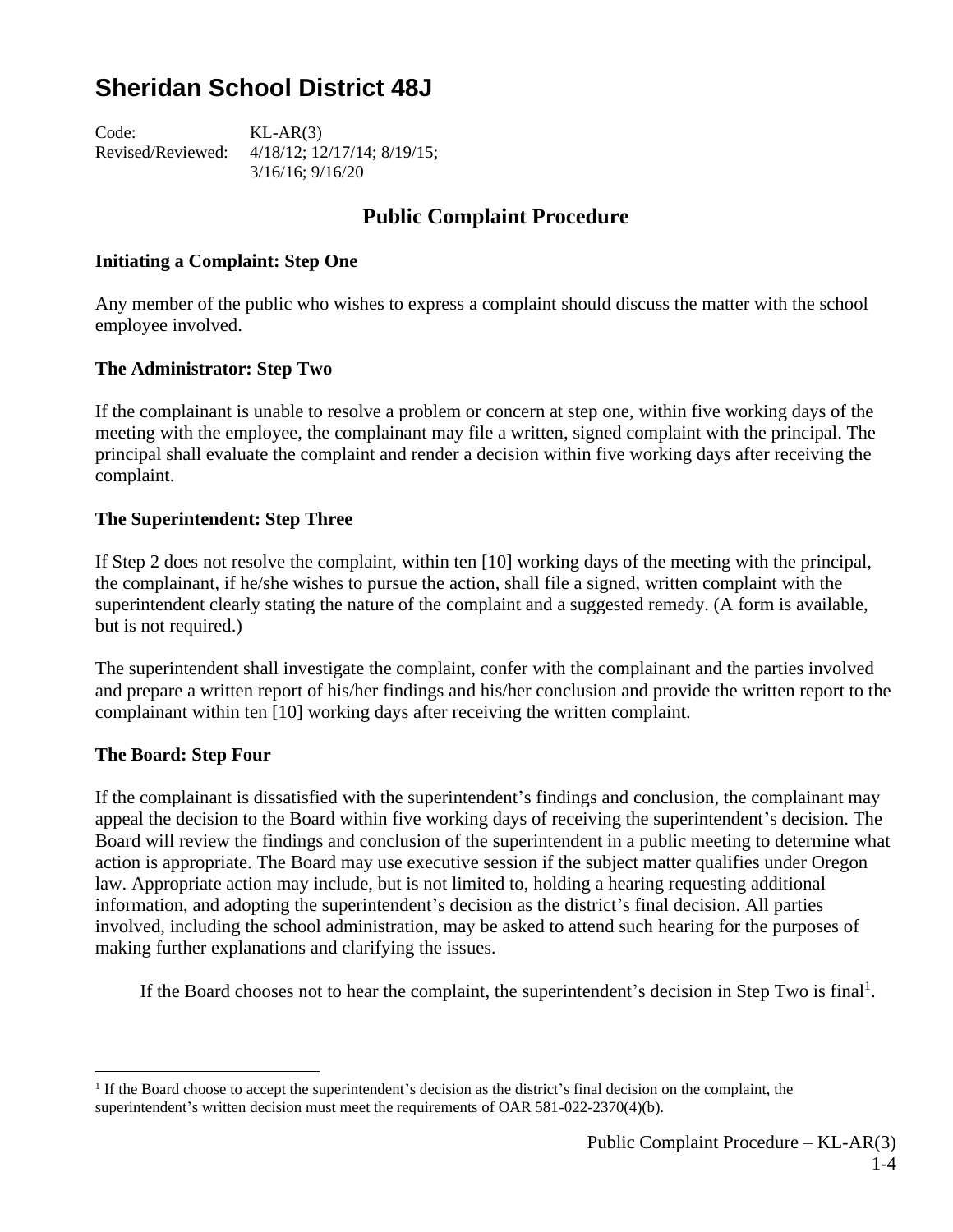# Sheridan School District 48J

Code: KL-AR(3)
Revised/Reviewed: 4/18/12; 12/17/14; 8/19/15; 3/16/16; 9/16/20

## Public Complaint Procedure

### Initiating a Complaint: Step One

Any member of the public who wishes to express a complaint should discuss the matter with the school employee involved.

### The Administrator: Step Two

If the complainant is unable to resolve a problem or concern at step one, within five working days of the meeting with the employee, the complainant may file a written, signed complaint with the principal. The principal shall evaluate the complaint and render a decision within five working days after receiving the complaint.

### The Superintendent: Step Three

If Step 2 does not resolve the complaint, within ten [10] working days of the meeting with the principal, the complainant, if he/she wishes to pursue the action, shall file a signed, written complaint with the superintendent clearly stating the nature of the complaint and a suggested remedy. (A form is available, but is not required.)

The superintendent shall investigate the complaint, confer with the complainant and the parties involved and prepare a written report of his/her findings and his/her conclusion and provide the written report to the complainant within ten [10] working days after receiving the written complaint.

### The Board: Step Four

If the complainant is dissatisfied with the superintendent's findings and conclusion, the complainant may appeal the decision to the Board within five working days of receiving the superintendent's decision. The Board will review the findings and conclusion of the superintendent in a public meeting to determine what action is appropriate. The Board may use executive session if the subject matter qualifies under Oregon law. Appropriate action may include, but is not limited to, holding a hearing requesting additional information, and adopting the superintendent's decision as the district's final decision. All parties involved, including the school administration, may be asked to attend such hearing for the purposes of making further explanations and clarifying the issues.

If the Board chooses not to hear the complaint, the superintendent's decision in Step Two is final[1].

---

[1] If the Board choose to accept the superintendent's decision as the district's final decision on the complaint, the superintendent's written decision must meet the requirements of OAR 581-022-2370(4)(b).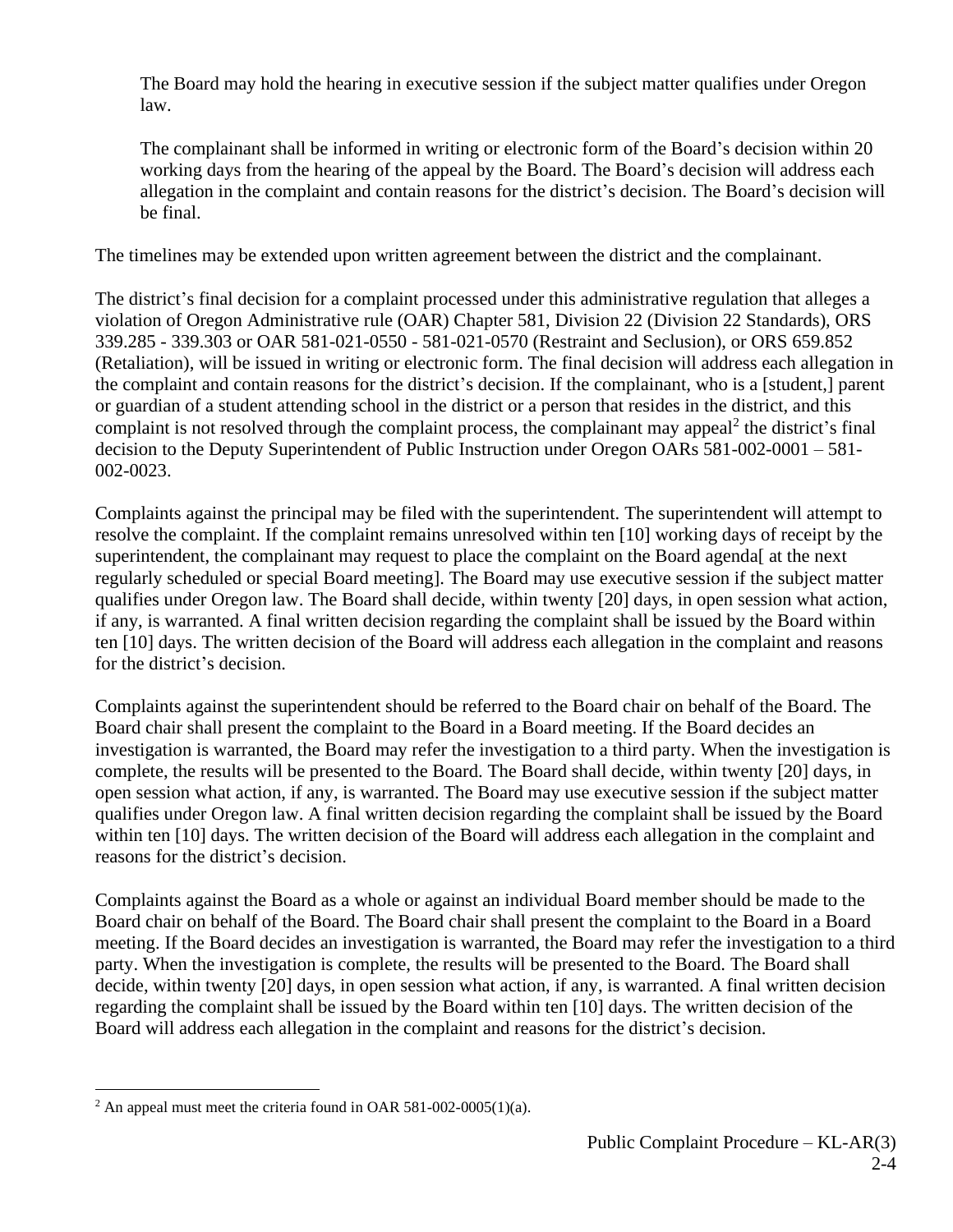The Board may hold the hearing in executive session if the subject matter qualifies under Oregon law.

The complainant shall be informed in writing or electronic form of the Board's decision within 20 working days from the hearing of the appeal by the Board. The Board's decision will address each allegation in the complaint and contain reasons for the district's decision. The Board's decision will be final.

The timelines may be extended upon written agreement between the district and the complainant.

The district's final decision for a complaint processed under this administrative regulation that alleges a violation of Oregon Administrative rule (OAR) Chapter 581, Division 22 (Division 22 Standards), ORS 339.285 - 339.303 or OAR 581-021-0550 - 581-021-0570 (Restraint and Seclusion), or ORS 659.852 (Retaliation), will be issued in writing or electronic form. The final decision will address each allegation in the complaint and contain reasons for the district's decision. If the complainant, who is a [student,] parent or guardian of a student attending school in the district or a person that resides in the district, and this complaint is not resolved through the complaint process, the complainant may appeal[2] the district's final decision to the Deputy Superintendent of Public Instruction under Oregon OARs 581-002-0001 – 581-002-0023.

Complaints against the principal may be filed with the superintendent. The superintendent will attempt to resolve the complaint. If the complaint remains unresolved within ten [10] working days of receipt by the superintendent, the complainant may request to place the complaint on the Board agenda[ at the next regularly scheduled or special Board meeting]. The Board may use executive session if the subject matter qualifies under Oregon law. The Board shall decide, within twenty [20] days, in open session what action, if any, is warranted. A final written decision regarding the complaint shall be issued by the Board within ten [10] days. The written decision of the Board will address each allegation in the complaint and reasons for the district's decision.

Complaints against the superintendent should be referred to the Board chair on behalf of the Board. The Board chair shall present the complaint to the Board in a Board meeting. If the Board decides an investigation is warranted, the Board may refer the investigation to a third party. When the investigation is complete, the results will be presented to the Board. The Board shall decide, within twenty [20] days, in open session what action, if any, is warranted. The Board may use executive session if the subject matter qualifies under Oregon law. A final written decision regarding the complaint shall be issued by the Board within ten [10] days. The written decision of the Board will address each allegation in the complaint and reasons for the district's decision.

Complaints against the Board as a whole or against an individual Board member should be made to the Board chair on behalf of the Board. The Board chair shall present the complaint to the Board in a Board meeting. If the Board decides an investigation is warranted, the Board may refer the investigation to a third party. When the investigation is complete, the results will be presented to the Board. The Board shall decide, within twenty [20] days, in open session what action, if any, is warranted. A final written decision regarding the complaint shall be issued by the Board within ten [10] days. The written decision of the Board will address each allegation in the complaint and reasons for the district's decision.

---

[2] An appeal must meet the criteria found in OAR 581-002-0005(1)(a).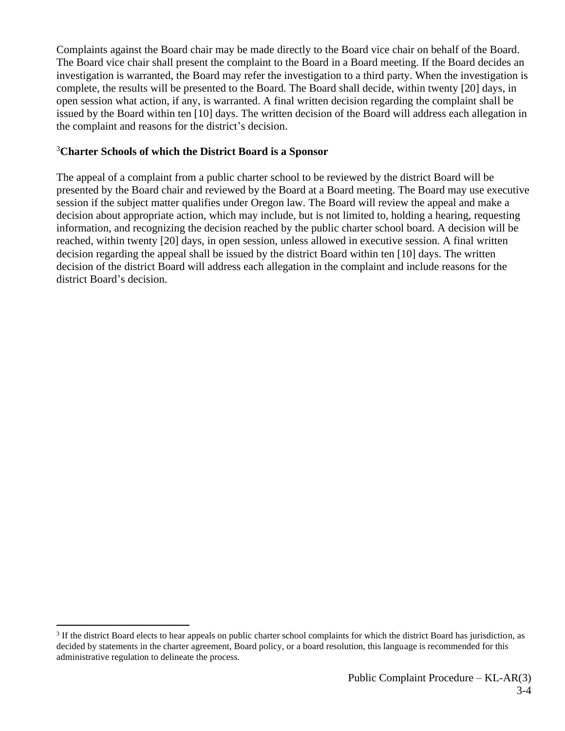Complaints against the Board chair may be made directly to the Board vice chair on behalf of the Board. The Board vice chair shall present the complaint to the Board in a Board meeting. If the Board decides an investigation is warranted, the Board may refer the investigation to a third party. When the investigation is complete, the results will be presented to the Board. The Board shall decide, within twenty [20] days, in open session what action, if any, is warranted. A final written decision regarding the complaint shall be issued by the Board within ten [10] days. The written decision of the Board will address each allegation in the complaint and reasons for the district's decision.

### [3]Charter Schools of which the District Board is a Sponsor

The appeal of a complaint from a public charter school to be reviewed by the district Board will be presented by the Board chair and reviewed by the Board at a Board meeting. The Board may use executive session if the subject matter qualifies under Oregon law. The Board will review the appeal and make a decision about appropriate action, which may include, but is not limited to, holding a hearing, requesting information, and recognizing the decision reached by the public charter school board. A decision will be reached, within twenty [20] days, in open session, unless allowed in executive session. A final written decision regarding the appeal shall be issued by the district Board within ten [10] days. The written decision of the district Board will address each allegation in the complaint and include reasons for the district Board's decision.

---

[3] If the district Board elects to hear appeals on public charter school complaints for which the district Board has jurisdiction, as decided by statements in the charter agreement, Board policy, or a board resolution, this language is recommended for this administrative regulation to delineate the process.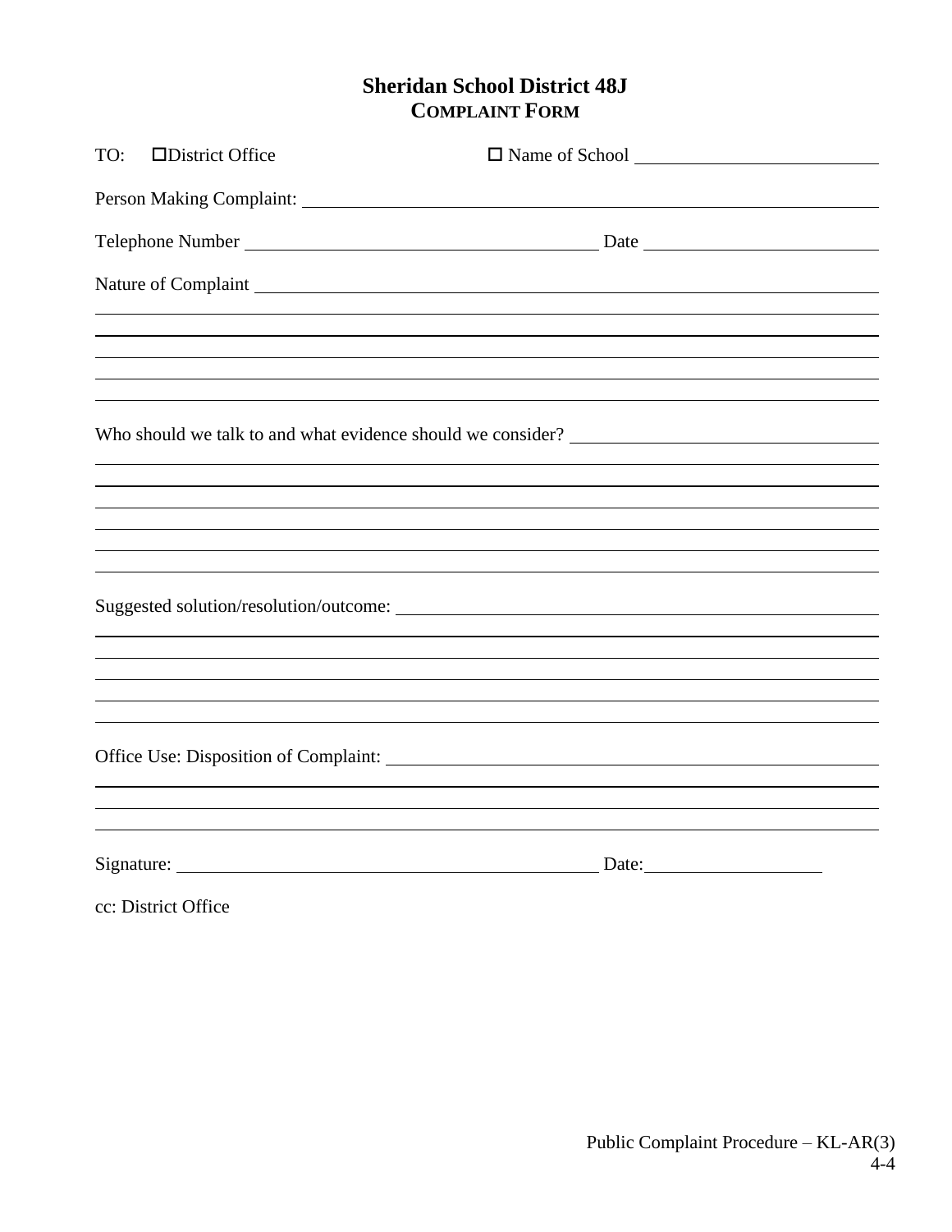# Sheridan School District 48J
## Complaint Form

TO: ☐ District Office ☐ Name of School ____________________

Person Making Complaint: ____________________________________________

Telephone Number ______________________ Date ____________________

Nature of Complaint ____________________________________________

____________________________________________________________

____________________________________________________________

____________________________________________________________

____________________________________________________________

____________________________________________________________

Who should we talk to and what evidence should we consider? ____________________

____________________________________________________________

____________________________________________________________

____________________________________________________________

____________________________________________________________

____________________________________________________________

____________________________________________________________

Suggested solution/resolution/outcome: ______________________________

____________________________________________________________

____________________________________________________________

____________________________________________________________

____________________________________________________________

____________________________________________________________

Office Use: Disposition of Complaint: ______________________________

____________________________________________________________

____________________________________________________________

____________________________________________________________

Signature: ______________________________ Date: ____________________

cc: District Office

Public Complaint Procedure – KL-AR(3)